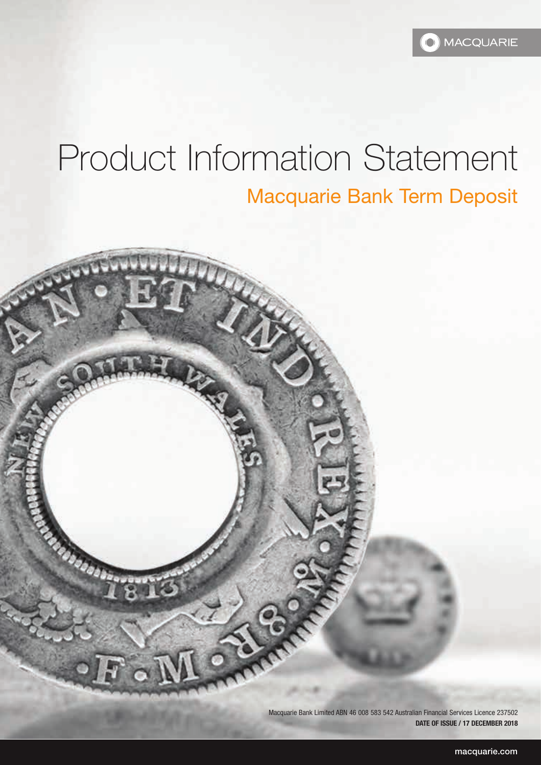MACQUARIE

# Product Information Statement

## Macquarie Bank Term Deposit

Macquarie Bank Limited ABN 46 008 583 542 Australian Financial Services Licence 237502

**DATE OF ISSUE / 17 DECEMBER 2018**

macquarie.com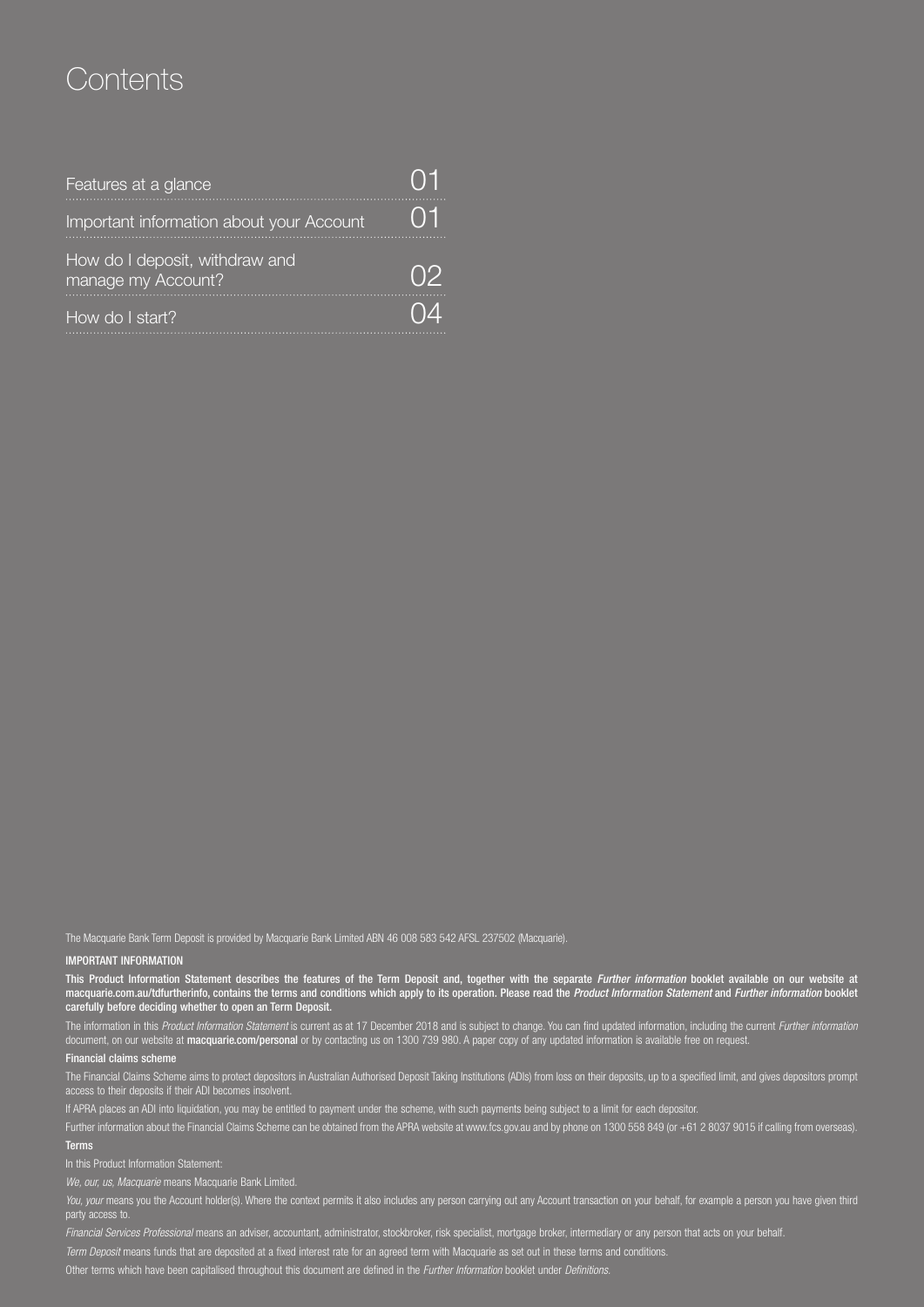# Contents

| | |
|---|---|
| Features at a glance | 01 |
| Important information about your Account | 01 |
| How do I deposit, withdraw and manage my Account? | 02 |
| How do I start? | 04 |

The Macquarie Bank Term Deposit is provided by Macquarie Bank Limited ABN 46 008 583 542 AFSL 237502 (Macquarie).

**IMPORTANT INFORMATION**

**This Product Information Statement describes the features of the Term Deposit and, together with the separate *Further information* booklet available on our website at macquarie.com.au/tdfurtherinfo, contains the terms and conditions which apply to its operation. Please read the *Product Information Statement* and *Further information* booklet carefully before deciding whether to open an Term Deposit.**

The information in this *Product Information Statement* is current as at 17 December 2018 and is subject to change. You can find updated information, including the current *Further information* document, on our website at **macquarie.com/personal** or by contacting us on 1300 739 980. A paper copy of any updated information is available free on request.

**Financial claims scheme**

The Financial Claims Scheme aims to protect depositors in Australian Authorised Deposit Taking Institutions (ADIs) from loss on their deposits, up to a specified limit, and gives depositors prompt access to their deposits if their ADI becomes insolvent.

If APRA places an ADI into liquidation, you may be entitled to payment under the scheme, with such payments being subject to a limit for each depositor.

Further information about the Financial Claims Scheme can be obtained from the APRA website at www.fcs.gov.au and by phone on 1300 558 849 (or +61 2 8037 9015 if calling from overseas).

**Terms**

In this Product Information Statement:

*We, our, us, Macquarie* means Macquarie Bank Limited.

*You, your* means you the Account holder(s). Where the context permits it also includes any person carrying out any Account transaction on your behalf, for example a person you have given third party access to.

*Financial Services Professional* means an adviser, accountant, administrator, stockbroker, risk specialist, mortgage broker, intermediary or any person that acts on your behalf.

*Term Deposit* means funds that are deposited at a fixed interest rate for an agreed term with Macquarie as set out in these terms and conditions.

Other terms which have been capitalised throughout this document are defined in the *Further Information* booklet under *Definitions.*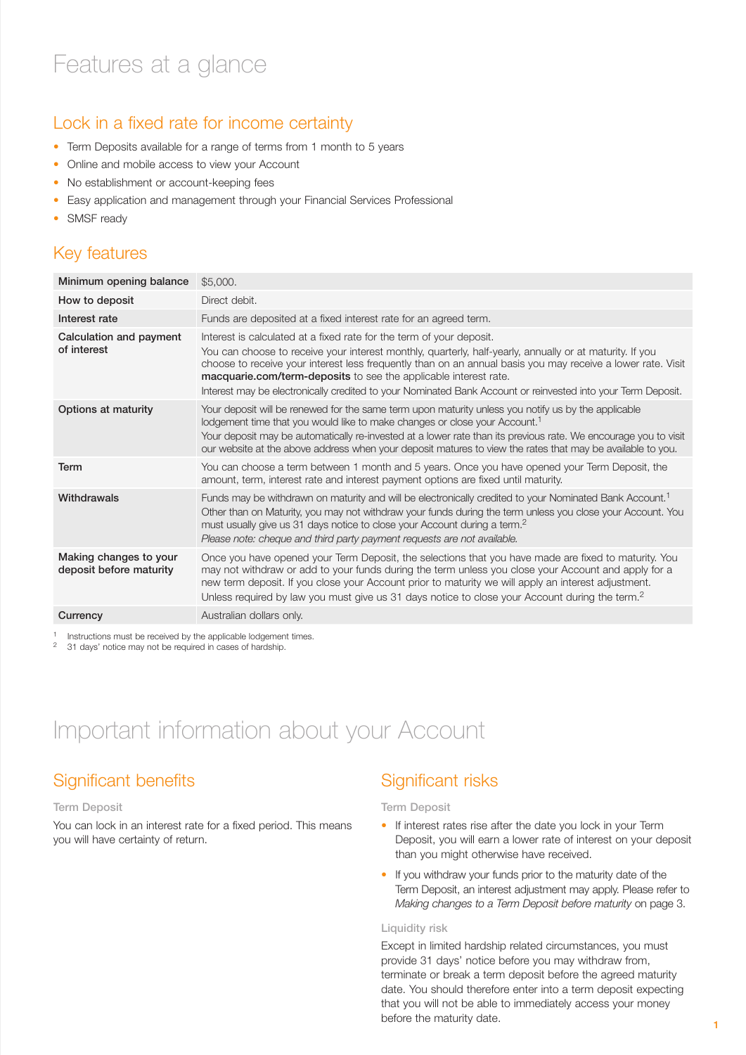# Features at a glance

## Lock in a fixed rate for income certainty

- Term Deposits available for a range of terms from 1 month to 5 years
- Online and mobile access to view your Account
- No establishment or account-keeping fees
- Easy application and management through your Financial Services Professional
- SMSF ready

## Key features

| | |
|---|---|
| **Minimum opening balance** | $5,000. |
| **How to deposit** | Direct debit. |
| **Interest rate** | Funds are deposited at a fixed interest rate for an agreed term. |
| **Calculation and payment of interest** | Interest is calculated at a fixed rate for the term of your deposit.<br>You can choose to receive your interest monthly, quarterly, half-yearly, annually or at maturity. If you choose to receive your interest less frequently than on an annual basis you may receive a lower rate. Visit **macquarie.com/term-deposits** to see the applicable interest rate.<br>Interest may be electronically credited to your Nominated Bank Account or reinvested into your Term Deposit. |
| **Options at maturity** | Your deposit will be renewed for the same term upon maturity unless you notify us by the applicable lodgement time that you would like to make changes or close your Account.[1]<br>Your deposit may be automatically re-invested at a lower rate than its previous rate. We encourage you to visit our website at the above address when your deposit matures to view the rates that may be available to you. |
| **Term** | You can choose a term between 1 month and 5 years. Once you have opened your Term Deposit, the amount, term, interest rate and interest payment options are fixed until maturity. |
| **Withdrawals** | Funds may be withdrawn on maturity and will be electronically credited to your Nominated Bank Account.[1]<br>Other than on Maturity, you may not withdraw your funds during the term unless you close your Account. You must usually give us 31 days notice to close your Account during a term.[2]<br>*Please note: cheque and third party payment requests are not available.* |
| **Making changes to your deposit before maturity** | Once you have opened your Term Deposit, the selections that you have made are fixed to maturity. You may not withdraw or add to your funds during the term unless you close your Account and apply for a new term deposit. If you close your Account prior to maturity we will apply an interest adjustment.<br>Unless required by law you must give us 31 days notice to close your Account during the term.[2] |
| **Currency** | Australian dollars only. |

1 Instructions must be received by the applicable lodgement times.
2 31 days' notice may not be required in cases of hardship.

# Important information about your Account

## Significant benefits

### Term Deposit

You can lock in an interest rate for a fixed period. This means you will have certainty of return.

## Significant risks

### Term Deposit

- If interest rates rise after the date you lock in your Term Deposit, you will earn a lower rate of interest on your deposit than you might otherwise have received.
- If you withdraw your funds prior to the maturity date of the Term Deposit, an interest adjustment may apply. Please refer to *Making changes to a Term Deposit before maturity* on page 3.

### Liquidity risk

Except in limited hardship related circumstances, you must provide 31 days' notice before you may withdraw from, terminate or break a term deposit before the agreed maturity date. You should therefore enter into a term deposit expecting that you will not be able to immediately access your money before the maturity date.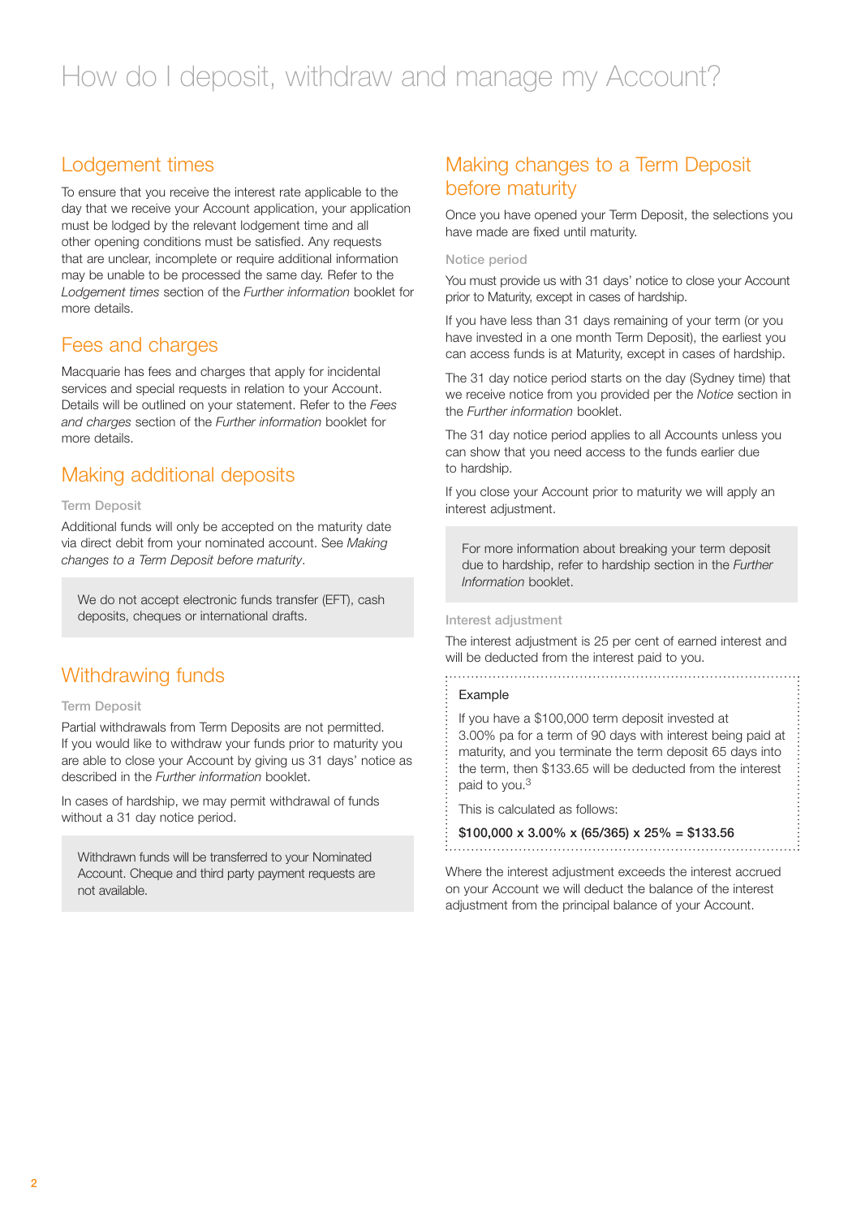# How do I deposit, withdraw and manage my Account?

## Lodgement times

To ensure that you receive the interest rate applicable to the day that we receive your Account application, your application must be lodged by the relevant lodgement time and all other opening conditions must be satisfied. Any requests that are unclear, incomplete or require additional information may be unable to be processed the same day. Refer to the *Lodgement times* section of the *Further information* booklet for more details.

## Fees and charges

Macquarie has fees and charges that apply for incidental services and special requests in relation to your Account. Details will be outlined on your statement. Refer to the *Fees and charges* section of the *Further information* booklet for more details.

## Making additional deposits

### Term Deposit

Additional funds will only be accepted on the maturity date via direct debit from your nominated account. See *Making changes to a Term Deposit before maturity*.

> We do not accept electronic funds transfer (EFT), cash deposits, cheques or international drafts.

## Withdrawing funds

### Term Deposit

Partial withdrawals from Term Deposits are not permitted. If you would like to withdraw your funds prior to maturity you are able to close your Account by giving us 31 days' notice as described in the *Further information* booklet.

In cases of hardship, we may permit withdrawal of funds without a 31 day notice period.

> Withdrawn funds will be transferred to your Nominated Account. Cheque and third party payment requests are not available.

## Making changes to a Term Deposit before maturity

Once you have opened your Term Deposit, the selections you have made are fixed until maturity.

### Notice period

You must provide us with 31 days' notice to close your Account prior to Maturity, except in cases of hardship.

If you have less than 31 days remaining of your term (or you have invested in a one month Term Deposit), the earliest you can access funds is at Maturity, except in cases of hardship.

The 31 day notice period starts on the day (Sydney time) that we receive notice from you provided per the *Notice* section in the *Further information* booklet.

The 31 day notice period applies to all Accounts unless you can show that you need access to the funds earlier due to hardship.

If you close your Account prior to maturity we will apply an interest adjustment.

> For more information about breaking your term deposit due to hardship, refer to hardship section in the *Further Information* booklet.

### Interest adjustment

The interest adjustment is 25 per cent of earned interest and will be deducted from the interest paid to you.

> Example
>
> If you have a $100,000 term deposit invested at 3.00% pa for a term of 90 days with interest being paid at maturity, and you terminate the term deposit 65 days into the term, then $133.65 will be deducted from the interest paid to you.[3]
>
> This is calculated as follows:
>
> **$100,000 x 3.00% x (65/365) x 25% = $133.56**

Where the interest adjustment exceeds the interest accrued on your Account we will deduct the balance of the interest adjustment from the principal balance of your Account.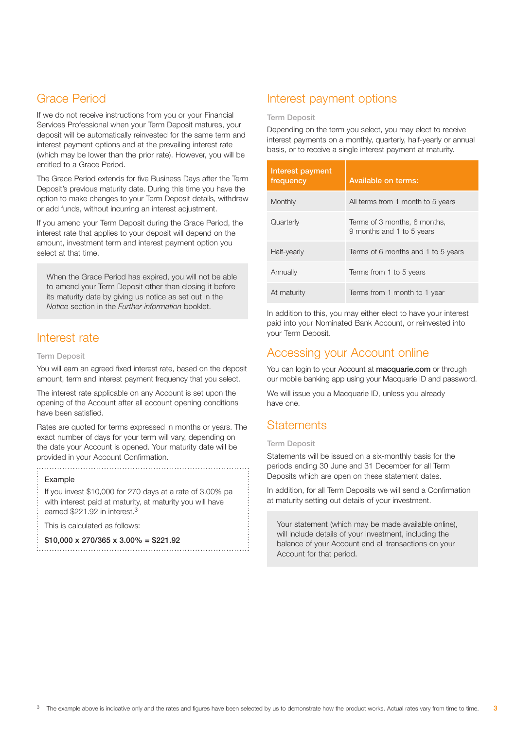## Grace Period

If we do not receive instructions from you or your Financial Services Professional when your Term Deposit matures, your deposit will be automatically reinvested for the same term and interest payment options and at the prevailing interest rate (which may be lower than the prior rate). However, you will be entitled to a Grace Period.

The Grace Period extends for five Business Days after the Term Deposit's previous maturity date. During this time you have the option to make changes to your Term Deposit details, withdraw or add funds, without incurring an interest adjustment.

If you amend your Term Deposit during the Grace Period, the interest rate that applies to your deposit will depend on the amount, investment term and interest payment option you select at that time.

> When the Grace Period has expired, you will not be able to amend your Term Deposit other than closing it before its maturity date by giving us notice as set out in the *Notice* section in the *Further information* booklet.

## Interest rate

### Term Deposit

You will earn an agreed fixed interest rate, based on the deposit amount, term and interest payment frequency that you select.

The interest rate applicable on any Account is set upon the opening of the Account after all account opening conditions have been satisfied.

Rates are quoted for terms expressed in months or years. The exact number of days for your term will vary, depending on the date your Account is opened. Your maturity date will be provided in your Account Confirmation.

> Example
>
> If you invest $10,000 for 270 days at a rate of 3.00% pa with interest paid at maturity, at maturity you will have earned $221.92 in interest.[3]
>
> This is calculated as follows:
>
> **$10,000 x 270/365 x 3.00% = $221.92**

## Interest payment options

### Term Deposit

Depending on the term you select, you may elect to receive interest payments on a monthly, quarterly, half-yearly or annual basis, or to receive a single interest payment at maturity.

| Interest payment frequency | Available on terms: |
|---|---|
| Monthly | All terms from 1 month to 5 years |
| Quarterly | Terms of 3 months, 6 months, 9 months and 1 to 5 years |
| Half-yearly | Terms of 6 months and 1 to 5 years |
| Annually | Terms from 1 to 5 years |
| At maturity | Terms from 1 month to 1 year |

In addition to this, you may either elect to have your interest paid into your Nominated Bank Account, or reinvested into your Term Deposit.

## Accessing your Account online

You can login to your Account at **macquarie.com** or through our mobile banking app using your Macquarie ID and password.

We will issue you a Macquarie ID, unless you already have one.

## Statements

### Term Deposit

Statements will be issued on a six-monthly basis for the periods ending 30 June and 31 December for all Term Deposits which are open on these statement dates.

In addition, for all Term Deposits we will send a Confirmation at maturity setting out details of your investment.

> Your statement (which may be made available online), will include details of your investment, including the balance of your Account and all transactions on your Account for that period.

[3] The example above is indicative only and the rates and figures have been selected by us to demonstrate how the product works. Actual rates vary from time to time.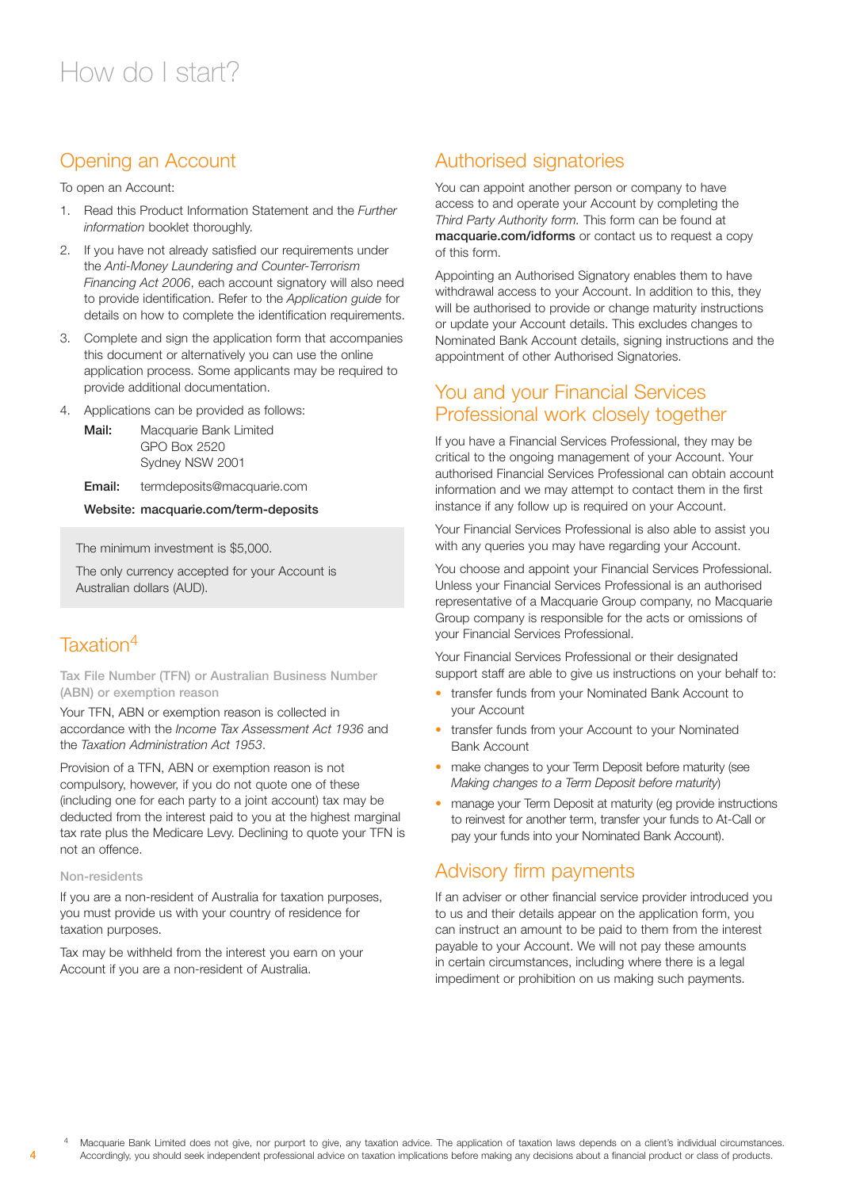# How do I start?

## Opening an Account

To open an Account:

1. Read this Product Information Statement and the *Further information* booklet thoroughly.
2. If you have not already satisfied our requirements under the *Anti-Money Laundering and Counter-Terrorism Financing Act 2006*, each account signatory will also need to provide identification. Refer to the *Application guide* for details on how to complete the identification requirements.
3. Complete and sign the application form that accompanies this document or alternatively you can use the online application process. Some applicants may be required to provide additional documentation.
4. Applications can be provided as follows:

   **Mail:** Macquarie Bank Limited
   GPO Box 2520
   Sydney NSW 2001

   **Email:** termdeposits@macquarie.com

   **Website: macquarie.com/term-deposits**

> The minimum investment is $5,000.
>
> The only currency accepted for your Account is Australian dollars (AUD).

## Taxation[4]

### Tax File Number (TFN) or Australian Business Number (ABN) or exemption reason

Your TFN, ABN or exemption reason is collected in accordance with the *Income Tax Assessment Act 1936* and the *Taxation Administration Act 1953*.

Provision of a TFN, ABN or exemption reason is not compulsory, however, if you do not quote one of these (including one for each party to a joint account) tax may be deducted from the interest paid to you at the highest marginal tax rate plus the Medicare Levy. Declining to quote your TFN is not an offence.

### Non-residents

If you are a non-resident of Australia for taxation purposes, you must provide us with your country of residence for taxation purposes.

Tax may be withheld from the interest you earn on your Account if you are a non-resident of Australia.

## Authorised signatories

You can appoint another person or company to have access to and operate your Account by completing the *Third Party Authority form*. This form can be found at **macquarie.com/idforms** or contact us to request a copy of this form.

Appointing an Authorised Signatory enables them to have withdrawal access to your Account. In addition to this, they will be authorised to provide or change maturity instructions or update your Account details. This excludes changes to Nominated Bank Account details, signing instructions and the appointment of other Authorised Signatories.

## You and your Financial Services Professional work closely together

If you have a Financial Services Professional, they may be critical to the ongoing management of your Account. Your authorised Financial Services Professional can obtain account information and we may attempt to contact them in the first instance if any follow up is required on your Account.

Your Financial Services Professional is also able to assist you with any queries you may have regarding your Account.

You choose and appoint your Financial Services Professional. Unless your Financial Services Professional is an authorised representative of a Macquarie Group company, no Macquarie Group company is responsible for the acts or omissions of your Financial Services Professional.

Your Financial Services Professional or their designated support staff are able to give us instructions on your behalf to:

- transfer funds from your Nominated Bank Account to your Account
- transfer funds from your Account to your Nominated Bank Account
- make changes to your Term Deposit before maturity (see *Making changes to a Term Deposit before maturity*)
- manage your Term Deposit at maturity (eg provide instructions to reinvest for another term, transfer your funds to At-Call or pay your funds into your Nominated Bank Account).

## Advisory firm payments

If an adviser or other financial service provider introduced you to us and their details appear on the application form, you can instruct an amount to be paid to them from the interest payable to your Account. We will not pay these amounts in certain circumstances, including where there is a legal impediment or prohibition on us making such payments.

---

[4] Macquarie Bank Limited does not give, nor purport to give, any taxation advice. The application of taxation laws depends on a client's individual circumstances. Accordingly, you should seek independent professional advice on taxation implications before making any decisions about a financial product or class of products.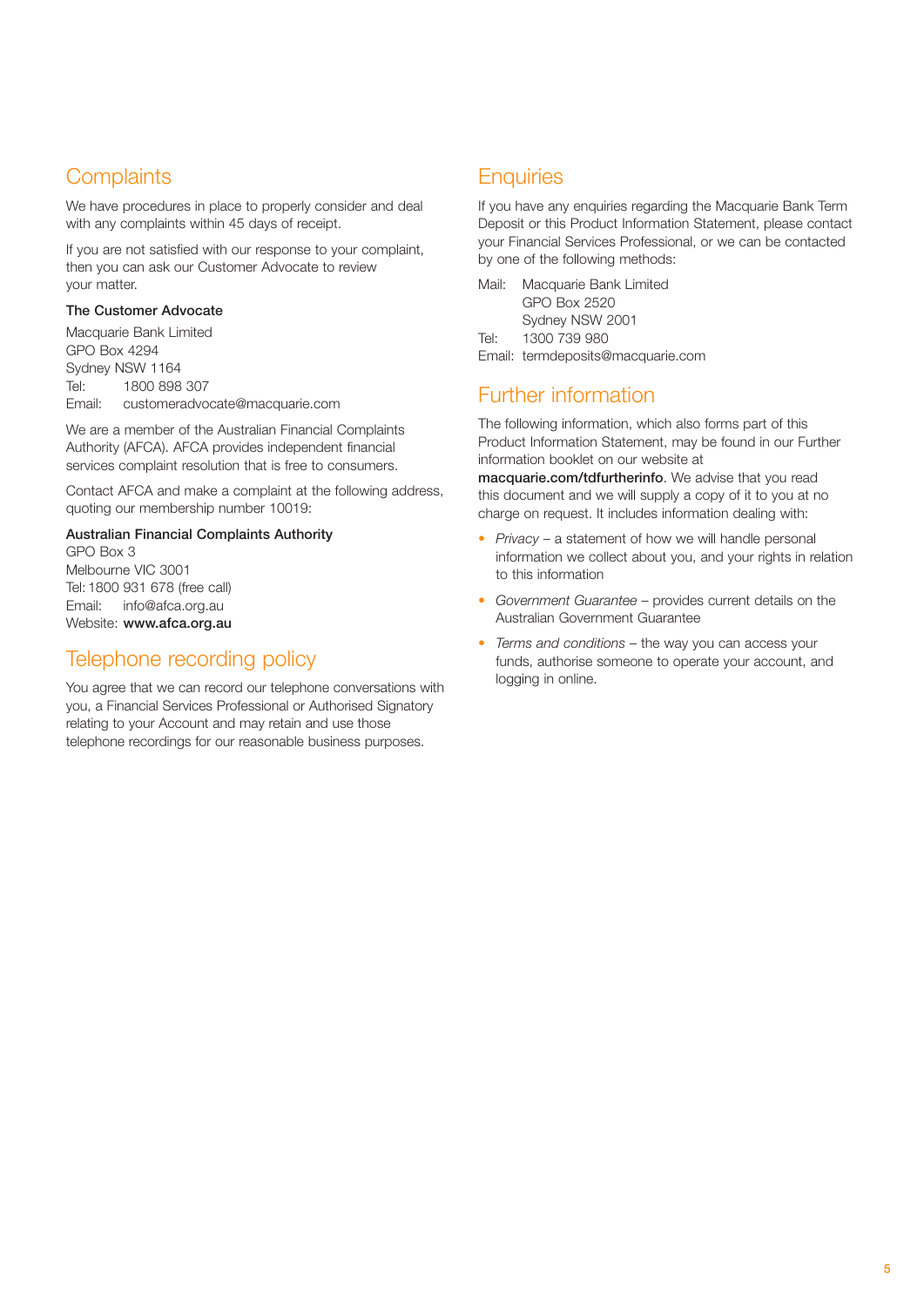## Complaints

We have procedures in place to properly consider and deal with any complaints within 45 days of receipt.

If you are not satisfied with our response to your complaint, then you can ask our Customer Advocate to review your matter.

**The Customer Advocate**

Macquarie Bank Limited
GPO Box 4294
Sydney NSW 1164
Tel: 1800 898 307
Email: customeradvocate@macquarie.com

We are a member of the Australian Financial Complaints Authority (AFCA). AFCA provides independent financial services complaint resolution that is free to consumers.

Contact AFCA and make a complaint at the following address, quoting our membership number 10019:

**Australian Financial Complaints Authority**
GPO Box 3
Melbourne VIC 3001
Tel: 1800 931 678 (free call)
Email: info@afca.org.au
Website: **www.afca.org.au**

## Telephone recording policy

You agree that we can record our telephone conversations with you, a Financial Services Professional or Authorised Signatory relating to your Account and may retain and use those telephone recordings for our reasonable business purposes.

## Enquiries

If you have any enquiries regarding the Macquarie Bank Term Deposit or this Product Information Statement, please contact your Financial Services Professional, or we can be contacted by one of the following methods:

Mail: Macquarie Bank Limited
GPO Box 2520
Sydney NSW 2001
Tel: 1300 739 980
Email: termdeposits@macquarie.com

## Further information

The following information, which also forms part of this Product Information Statement, may be found in our Further information booklet on our website at **macquarie.com/tdfurtherinfo**. We advise that you read this document and we will supply a copy of it to you at no charge on request. It includes information dealing with:

- *Privacy* – a statement of how we will handle personal information we collect about you, and your rights in relation to this information
- *Government Guarantee* – provides current details on the Australian Government Guarantee
- *Terms and conditions* – the way you can access your funds, authorise someone to operate your account, and logging in online.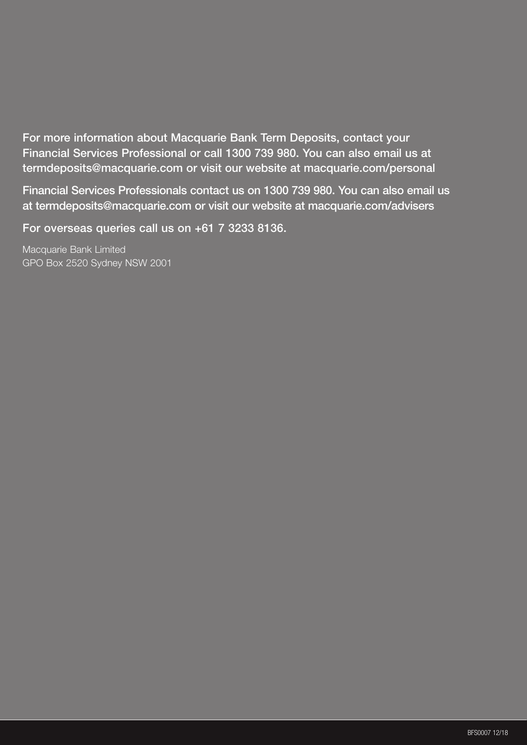For more information about Macquarie Bank Term Deposits, contact your Financial Services Professional or call 1300 739 980. You can also email us at termdeposits@macquarie.com or visit our website at macquarie.com/personal

Financial Services Professionals contact us on 1300 739 980. You can also email us at termdeposits@macquarie.com or visit our website at macquarie.com/advisers

For overseas queries call us on +61 7 3233 8136.

Macquarie Bank Limited
GPO Box 2520 Sydney NSW 2001

BFS0007 12/18